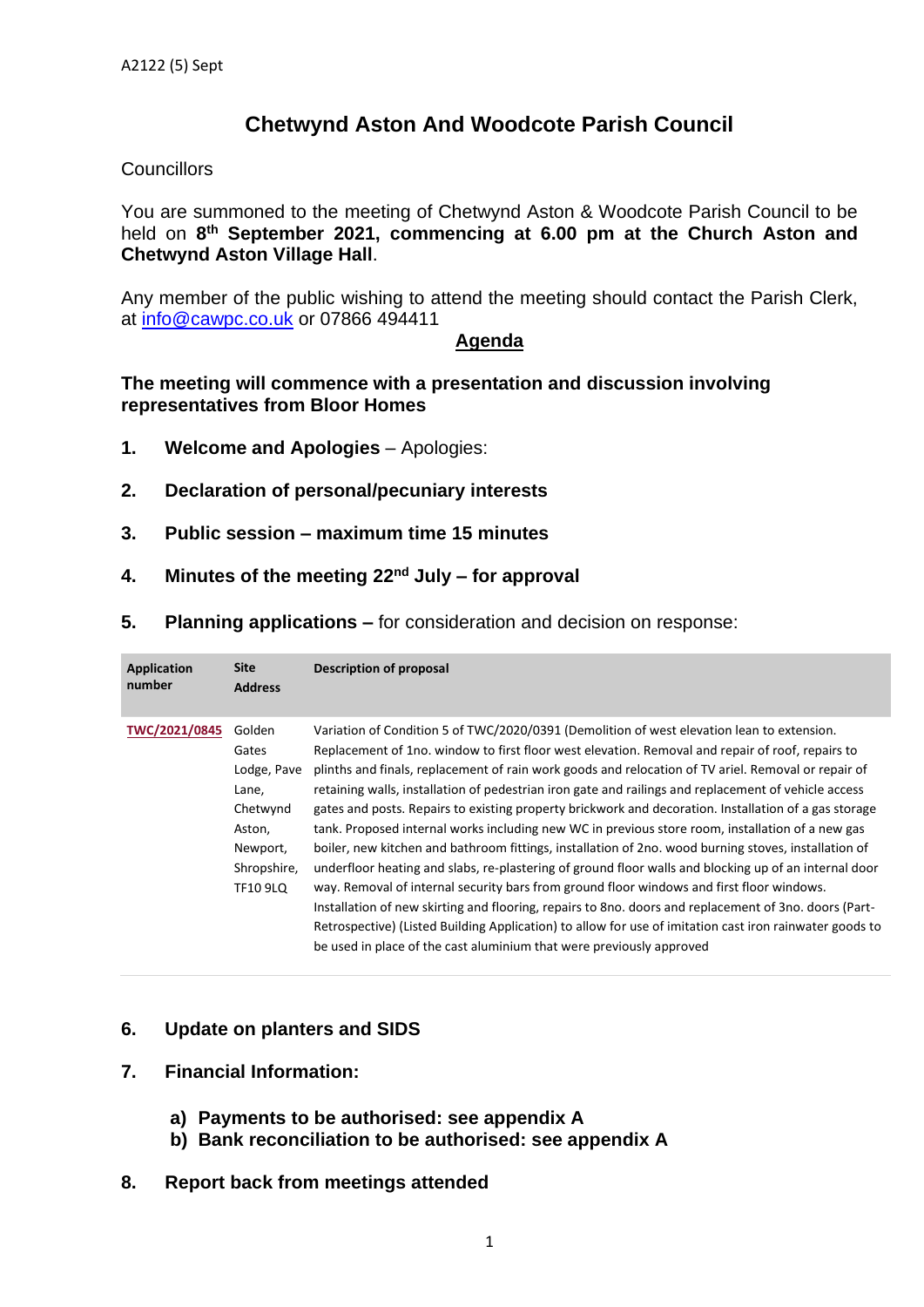A2122 (5) Sept

# Chetwynd Aston And Woodcote Parish Council

Councillors

You are summoned to the meeting of Chetwynd Aston & Woodcote Parish Council to be held on **8th September 2021, commencing at 6.00 pm at the Church Aston and Chetwynd Aston Village Hall**.

Any member of the public wishing to attend the meeting should contact the Parish Clerk, at info@cawpc.co.uk or 07866 494411

## Agenda

**The meeting will commence with a presentation and discussion involving representatives from Bloor Homes**

1. **Welcome and Apologies** – Apologies:
2. **Declaration of personal/pecuniary interests**
3. **Public session – maximum time 15 minutes**
4. **Minutes of the meeting 22nd July – for approval**
5. **Planning applications –** for consideration and decision on response:

| Application number | Site Address | Description of proposal |
|---|---|---|
| TWC/2021/0845 | Golden Gates Lodge, Pave Lane, Chetwynd Aston, Newport, Shropshire, TF10 9LQ | Variation of Condition 5 of TWC/2020/0391 (Demolition of west elevation lean to extension. Replacement of 1no. window to first floor west elevation. Removal and repair of roof, repairs to plinths and finals, replacement of rain work goods and relocation of TV ariel. Removal or repair of retaining walls, installation of pedestrian iron gate and railings and replacement of vehicle access gates and posts. Repairs to existing property brickwork and decoration. Installation of a gas storage tank. Proposed internal works including new WC in previous store room, installation of a new gas boiler, new kitchen and bathroom fittings, installation of 2no. wood burning stoves, installation of underfloor heating and slabs, re-plastering of ground floor walls and blocking up of an internal door way. Removal of internal security bars from ground floor windows and first floor windows. Installation of new skirting and flooring, repairs to 8no. doors and replacement of 3no. doors (Part-Retrospective) (Listed Building Application) to allow for use of imitation cast iron rainwater goods to be used in place of the cast aluminium that were previously approved |

6. **Update on planters and SIDS**
7. **Financial Information:**
   a) **Payments to be authorised: see appendix A**
   b) **Bank reconciliation to be authorised: see appendix A**
8. **Report back from meetings attended**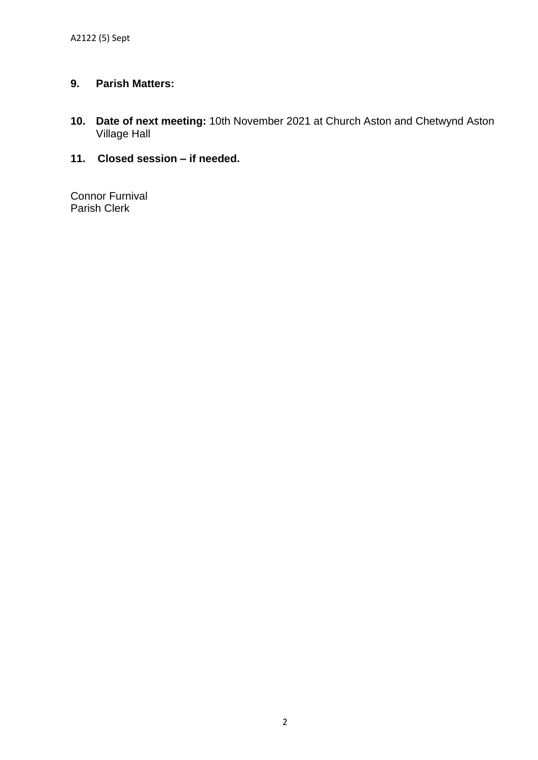**9. Parish Matters:**

**10. Date of next meeting:** 10th November 2021 at Church Aston and Chetwynd Aston Village Hall

**11. Closed session – if needed.**

Connor Furnival
Parish Clerk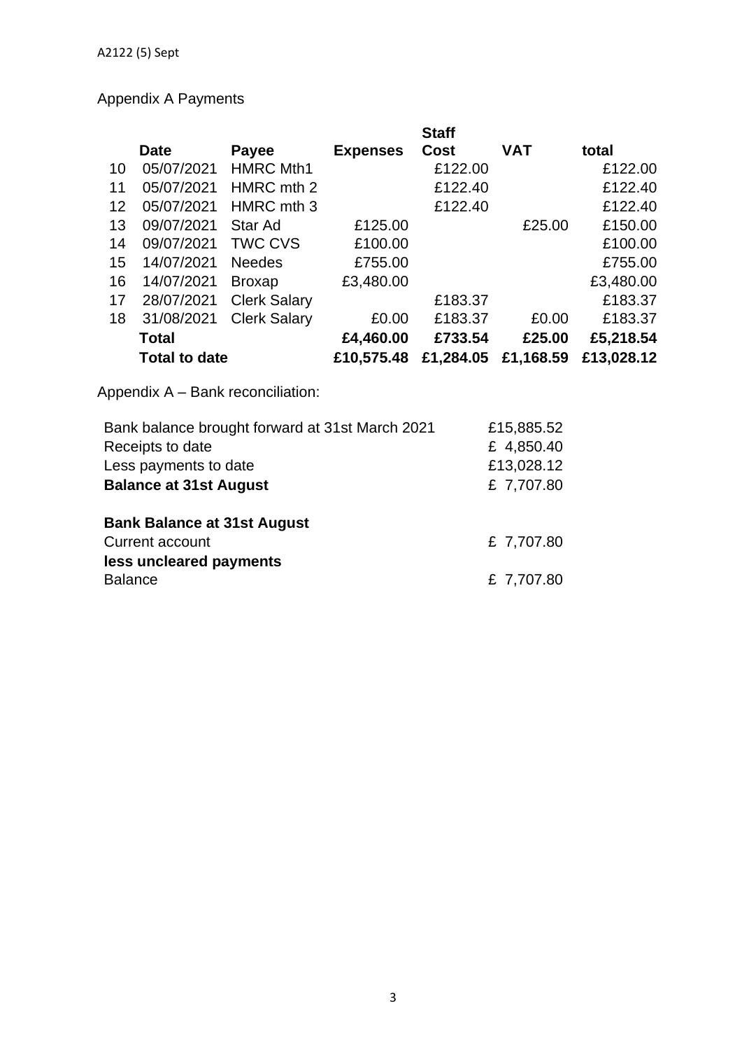A2122 (5) Sept

Appendix A Payments

| | Date | Payee | Expenses | Staff Cost | VAT | total |
|---|---|---|---|---|---|---|
| 10 | 05/07/2021 | HMRC Mth1 | | £122.00 | | £122.00 |
| 11 | 05/07/2021 | HMRC mth 2 | | £122.40 | | £122.40 |
| 12 | 05/07/2021 | HMRC mth 3 | | £122.40 | | £122.40 |
| 13 | 09/07/2021 | Star Ad | £125.00 | | £25.00 | £150.00 |
| 14 | 09/07/2021 | TWC CVS | £100.00 | | | £100.00 |
| 15 | 14/07/2021 | Needes | £755.00 | | | £755.00 |
| 16 | 14/07/2021 | Broxap | £3,480.00 | | | £3,480.00 |
| 17 | 28/07/2021 | Clerk Salary | | £183.37 | | £183.37 |
| 18 | 31/08/2021 | Clerk Salary | £0.00 | £183.37 | £0.00 | £183.37 |
| | **Total** | | **£4,460.00** | **£733.54** | **£25.00** | **£5,218.54** |
| | **Total to date** | | **£10,575.48** | **£1,284.05** | **£1,168.59** | **£13,028.12** |

Appendix A – Bank reconciliation:

| | |
|---|---|
| Bank balance brought forward at 31st March 2021 | £15,885.52 |
| Receipts to date | £ 4,850.40 |
| Less payments to date | £13,028.12 |
| **Balance at 31st August** | £ 7,707.80 |
| | |
| **Bank Balance at 31st August** | |
| Current account | £ 7,707.80 |
| **less uncleared payments** | |
| Balance | £ 7,707.80 |